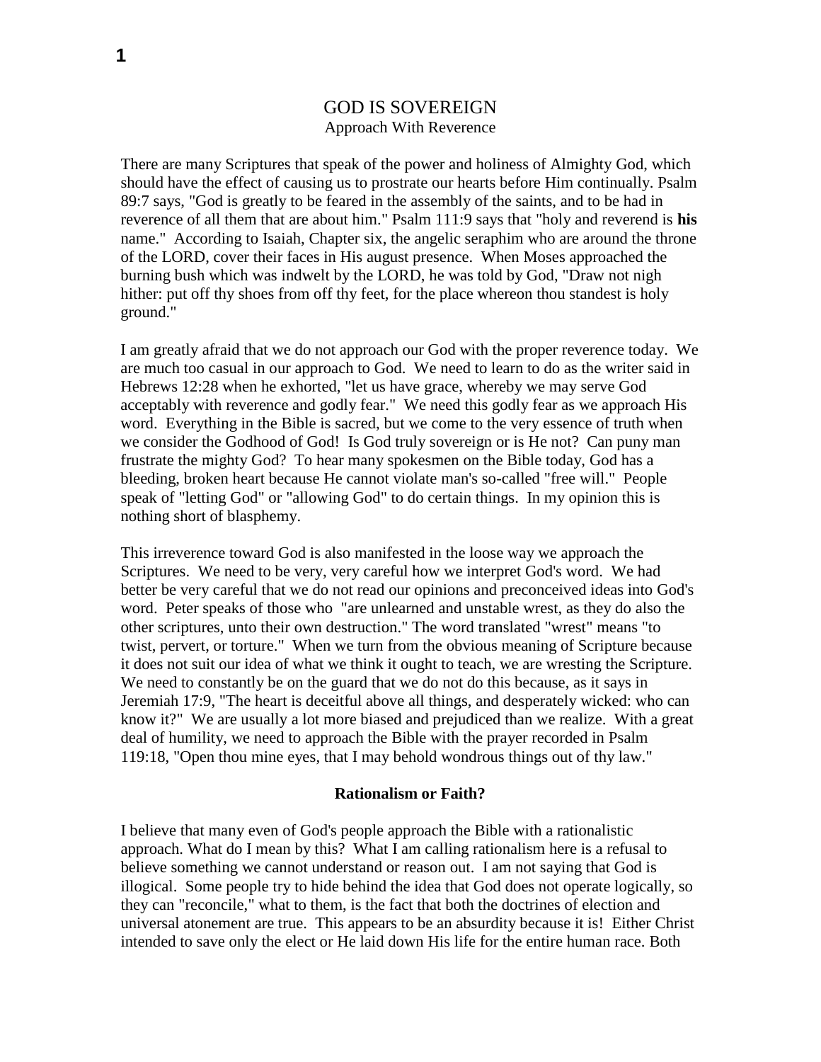# GOD IS SOVEREIGN

## Approach With Reverence

There are many Scriptures that speak of the power and holiness of Almighty God, which should have the effect of causing us to prostrate our hearts before Him continually. Psalm 89:7 says, "God is greatly to be feared in the assembly of the saints, and to be had in reverence of all them that are about him." Psalm 111:9 says that "holy and reverend is **his** name." According to Isaiah, Chapter six, the angelic seraphim who are around the throne of the LORD, cover their faces in His august presence. When Moses approached the burning bush which was indwelt by the LORD, he was told by God, "Draw not nigh hither: put off thy shoes from off thy feet, for the place whereon thou standest is holy ground."

I am greatly afraid that we do not approach our God with the proper reverence today. We are much too casual in our approach to God. We need to learn to do as the writer said in Hebrews 12:28 when he exhorted, "let us have grace, whereby we may serve God acceptably with reverence and godly fear." We need this godly fear as we approach His word. Everything in the Bible is sacred, but we come to the very essence of truth when we consider the Godhood of God! Is God truly sovereign or is He not? Can puny man frustrate the mighty God? To hear many spokesmen on the Bible today, God has a bleeding, broken heart because He cannot violate man's so-called "free will." People speak of "letting God" or "allowing God" to do certain things. In my opinion this is nothing short of blasphemy.

This irreverence toward God is also manifested in the loose way we approach the Scriptures. We need to be very, very careful how we interpret God's word. We had better be very careful that we do not read our opinions and preconceived ideas into God's word. Peter speaks of those who "are unlearned and unstable wrest, as they do also the other scriptures, unto their own destruction." The word translated "wrest" means "to twist, pervert, or torture." When we turn from the obvious meaning of Scripture because it does not suit our idea of what we think it ought to teach, we are wresting the Scripture. We need to constantly be on the guard that we do not do this because, as it says in Jeremiah 17:9, "The heart is deceitful above all things, and desperately wicked: who can know it?" We are usually a lot more biased and prejudiced than we realize. With a great deal of humility, we need to approach the Bible with the prayer recorded in Psalm 119:18, "Open thou mine eyes, that I may behold wondrous things out of thy law."

### Rationalism or Faith?

I believe that many even of God's people approach the Bible with a rationalistic approach. What do I mean by this? What I am calling rationalism here is a refusal to believe something we cannot understand or reason out. I am not saying that God is illogical. Some people try to hide behind the idea that God does not operate logically, so they can "reconcile," what to them, is the fact that both the doctrines of election and universal atonement are true. This appears to be an absurdity because it is! Either Christ intended to save only the elect or He laid down His life for the entire human race. Both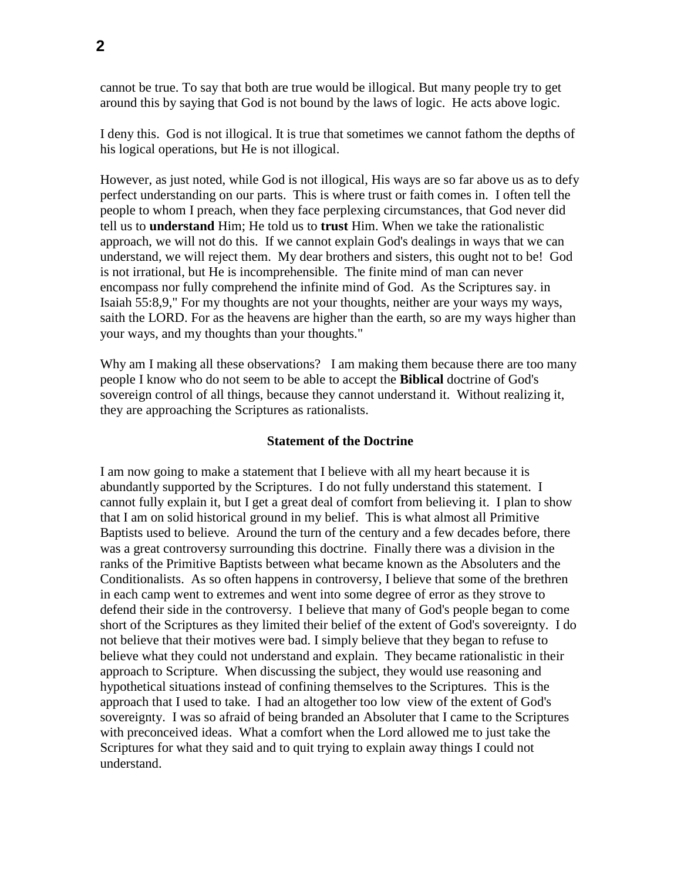cannot be true. To say that both are true would be illogical. But many people try to get around this by saying that God is not bound by the laws of logic. He acts above logic.

I deny this. God is not illogical. It is true that sometimes we cannot fathom the depths of his logical operations, but He is not illogical.

However, as just noted, while God is not illogical, His ways are so far above us as to defy perfect understanding on our parts. This is where trust or faith comes in. I often tell the people to whom I preach, when they face perplexing circumstances, that God never did tell us to **understand** Him; He told us to **trust** Him. When we take the rationalistic approach, we will not do this. If we cannot explain God's dealings in ways that we can understand, we will reject them. My dear brothers and sisters, this ought not to be! God is not irrational, but He is incomprehensible. The finite mind of man can never encompass nor fully comprehend the infinite mind of God. As the Scriptures say. in Isaiah 55:8,9," For my thoughts are not your thoughts, neither are your ways my ways, saith the LORD. For as the heavens are higher than the earth, so are my ways higher than your ways, and my thoughts than your thoughts."

Why am I making all these observations? I am making them because there are too many people I know who do not seem to be able to accept the **Biblical** doctrine of God's sovereign control of all things, because they cannot understand it. Without realizing it, they are approaching the Scriptures as rationalists.

### Statement of the Doctrine

I am now going to make a statement that I believe with all my heart because it is abundantly supported by the Scriptures. I do not fully understand this statement. I cannot fully explain it, but I get a great deal of comfort from believing it. I plan to show that I am on solid historical ground in my belief. This is what almost all Primitive Baptists used to believe. Around the turn of the century and a few decades before, there was a great controversy surrounding this doctrine. Finally there was a division in the ranks of the Primitive Baptists between what became known as the Absoluters and the Conditionalists. As so often happens in controversy, I believe that some of the brethren in each camp went to extremes and went into some degree of error as they strove to defend their side in the controversy. I believe that many of God's people began to come short of the Scriptures as they limited their belief of the extent of God's sovereignty. I do not believe that their motives were bad. I simply believe that they began to refuse to believe what they could not understand and explain. They became rationalistic in their approach to Scripture. When discussing the subject, they would use reasoning and hypothetical situations instead of confining themselves to the Scriptures. This is the approach that I used to take. I had an altogether too low view of the extent of God's sovereignty. I was so afraid of being branded an Absoluter that I came to the Scriptures with preconceived ideas. What a comfort when the Lord allowed me to just take the Scriptures for what they said and to quit trying to explain away things I could not understand.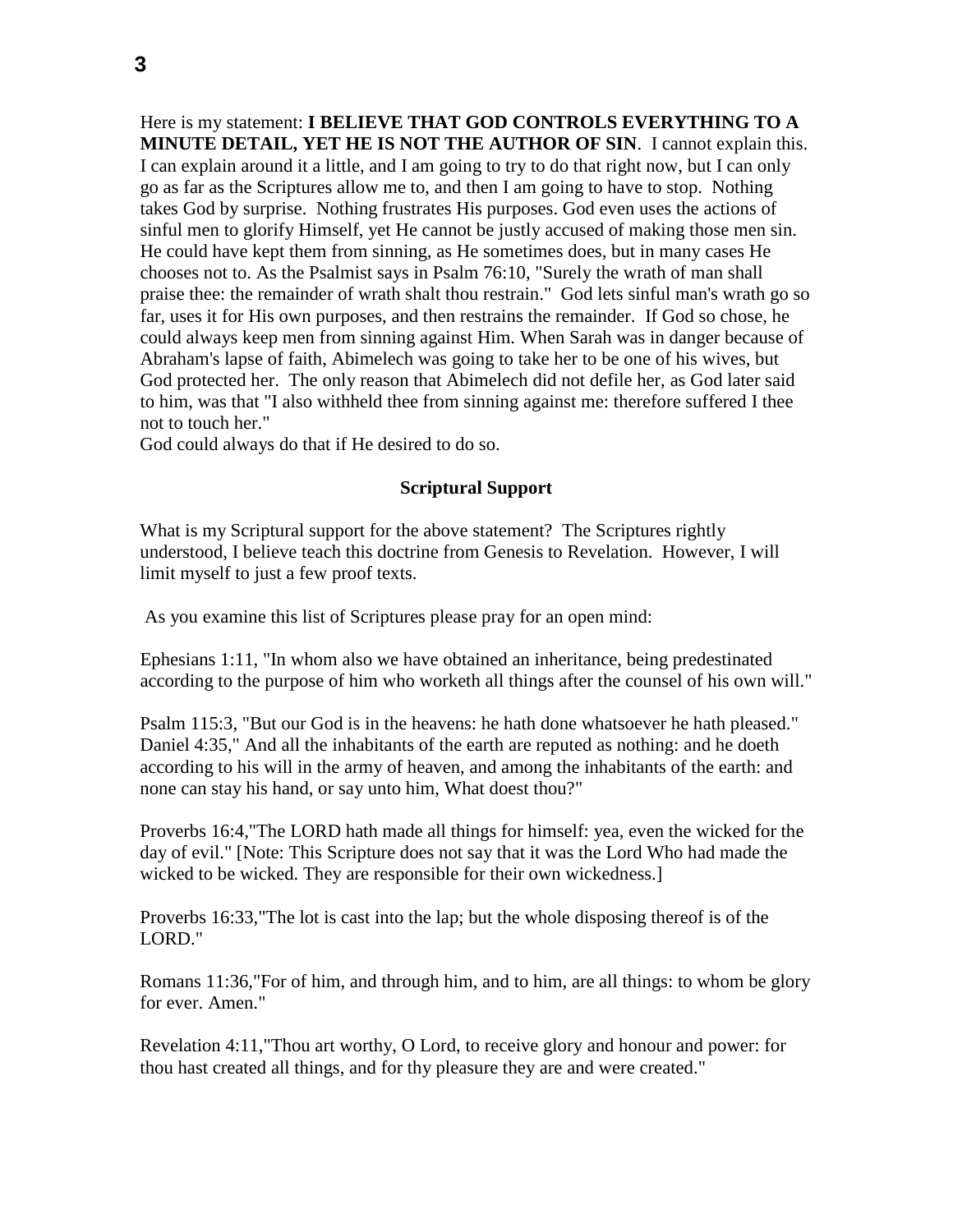Here is my statement: **I BELIEVE THAT GOD CONTROLS EVERYTHING TO A MINUTE DETAIL, YET HE IS NOT THE AUTHOR OF SIN**. I cannot explain this. I can explain around it a little, and I am going to try to do that right now, but I can only go as far as the Scriptures allow me to, and then I am going to have to stop. Nothing takes God by surprise. Nothing frustrates His purposes. God even uses the actions of sinful men to glorify Himself, yet He cannot be justly accused of making those men sin. He could have kept them from sinning, as He sometimes does, but in many cases He chooses not to. As the Psalmist says in Psalm 76:10, "Surely the wrath of man shall praise thee: the remainder of wrath shalt thou restrain." God lets sinful man's wrath go so far, uses it for His own purposes, and then restrains the remainder. If God so chose, he could always keep men from sinning against Him. When Sarah was in danger because of Abraham's lapse of faith, Abimelech was going to take her to be one of his wives, but God protected her. The only reason that Abimelech did not defile her, as God later said to him, was that "I also withheld thee from sinning against me: therefore suffered I thee not to touch her."

God could always do that if He desired to do so.

**Scriptural Support**

What is my Scriptural support for the above statement? The Scriptures rightly understood, I believe teach this doctrine from Genesis to Revelation. However, I will limit myself to just a few proof texts.

As you examine this list of Scriptures please pray for an open mind:

Ephesians 1:11, "In whom also we have obtained an inheritance, being predestinated according to the purpose of him who worketh all things after the counsel of his own will."

Psalm 115:3, "But our God is in the heavens: he hath done whatsoever he hath pleased."
Daniel 4:35," And all the inhabitants of the earth are reputed as nothing: and he doeth according to his will in the army of heaven, and among the inhabitants of the earth: and none can stay his hand, or say unto him, What doest thou?"

Proverbs 16:4,"The LORD hath made all things for himself: yea, even the wicked for the day of evil." [Note: This Scripture does not say that it was the Lord Who had made the wicked to be wicked. They are responsible for their own wickedness.]

Proverbs 16:33,"The lot is cast into the lap; but the whole disposing thereof is of the LORD."

Romans 11:36,"For of him, and through him, and to him, are all things: to whom be glory for ever. Amen."

Revelation 4:11,"Thou art worthy, O Lord, to receive glory and honour and power: for thou hast created all things, and for thy pleasure they are and were created."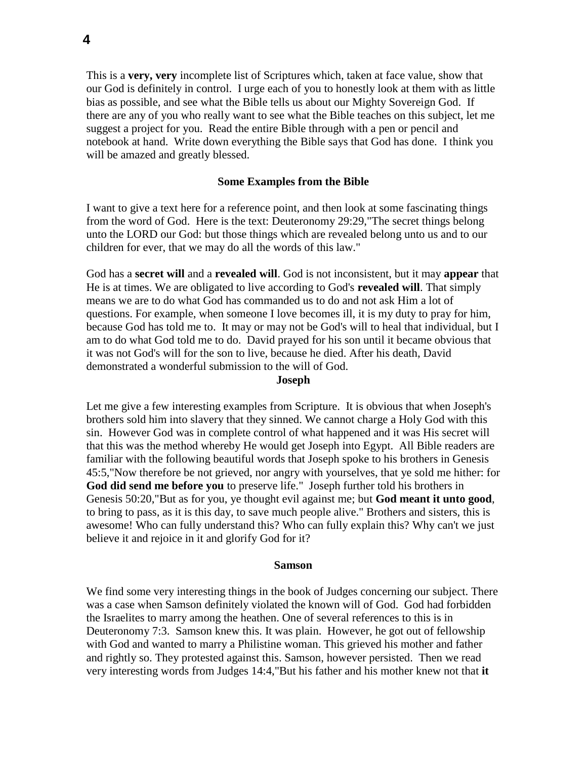This is a **very, very** incomplete list of Scriptures which, taken at face value, show that our God is definitely in control. I urge each of you to honestly look at them with as little bias as possible, and see what the Bible tells us about our Mighty Sovereign God. If there are any of you who really want to see what the Bible teaches on this subject, let me suggest a project for you. Read the entire Bible through with a pen or pencil and notebook at hand. Write down everything the Bible says that God has done. I think you will be amazed and greatly blessed.

### Some Examples from the Bible

I want to give a text here for a reference point, and then look at some fascinating things from the word of God. Here is the text: Deuteronomy 29:29,"The secret things belong unto the LORD our God: but those things which are revealed belong unto us and to our children for ever, that we may do all the words of this law."

God has a **secret will** and a **revealed will**. God is not inconsistent, but it may **appear** that He is at times. We are obligated to live according to God's **revealed will**. That simply means we are to do what God has commanded us to do and not ask Him a lot of questions. For example, when someone I love becomes ill, it is my duty to pray for him, because God has told me to. It may or may not be God's will to heal that individual, but I am to do what God told me to do. David prayed for his son until it became obvious that it was not God's will for the son to live, because he died. After his death, David demonstrated a wonderful submission to the will of God.

### Joseph

Let me give a few interesting examples from Scripture. It is obvious that when Joseph's brothers sold him into slavery that they sinned. We cannot charge a Holy God with this sin. However God was in complete control of what happened and it was His secret will that this was the method whereby He would get Joseph into Egypt. All Bible readers are familiar with the following beautiful words that Joseph spoke to his brothers in Genesis 45:5,"Now therefore be not grieved, nor angry with yourselves, that ye sold me hither: for **God did send me before you** to preserve life." Joseph further told his brothers in Genesis 50:20,"But as for you, ye thought evil against me; but **God meant it unto good**, to bring to pass, as it is this day, to save much people alive." Brothers and sisters, this is awesome! Who can fully understand this? Who can fully explain this? Why can't we just believe it and rejoice in it and glorify God for it?

### Samson

We find some very interesting things in the book of Judges concerning our subject. There was a case when Samson definitely violated the known will of God. God had forbidden the Israelites to marry among the heathen. One of several references to this is in Deuteronomy 7:3. Samson knew this. It was plain. However, he got out of fellowship with God and wanted to marry a Philistine woman. This grieved his mother and father and rightly so. They protested against this. Samson, however persisted. Then we read very interesting words from Judges 14:4,"But his father and his mother knew not that **it**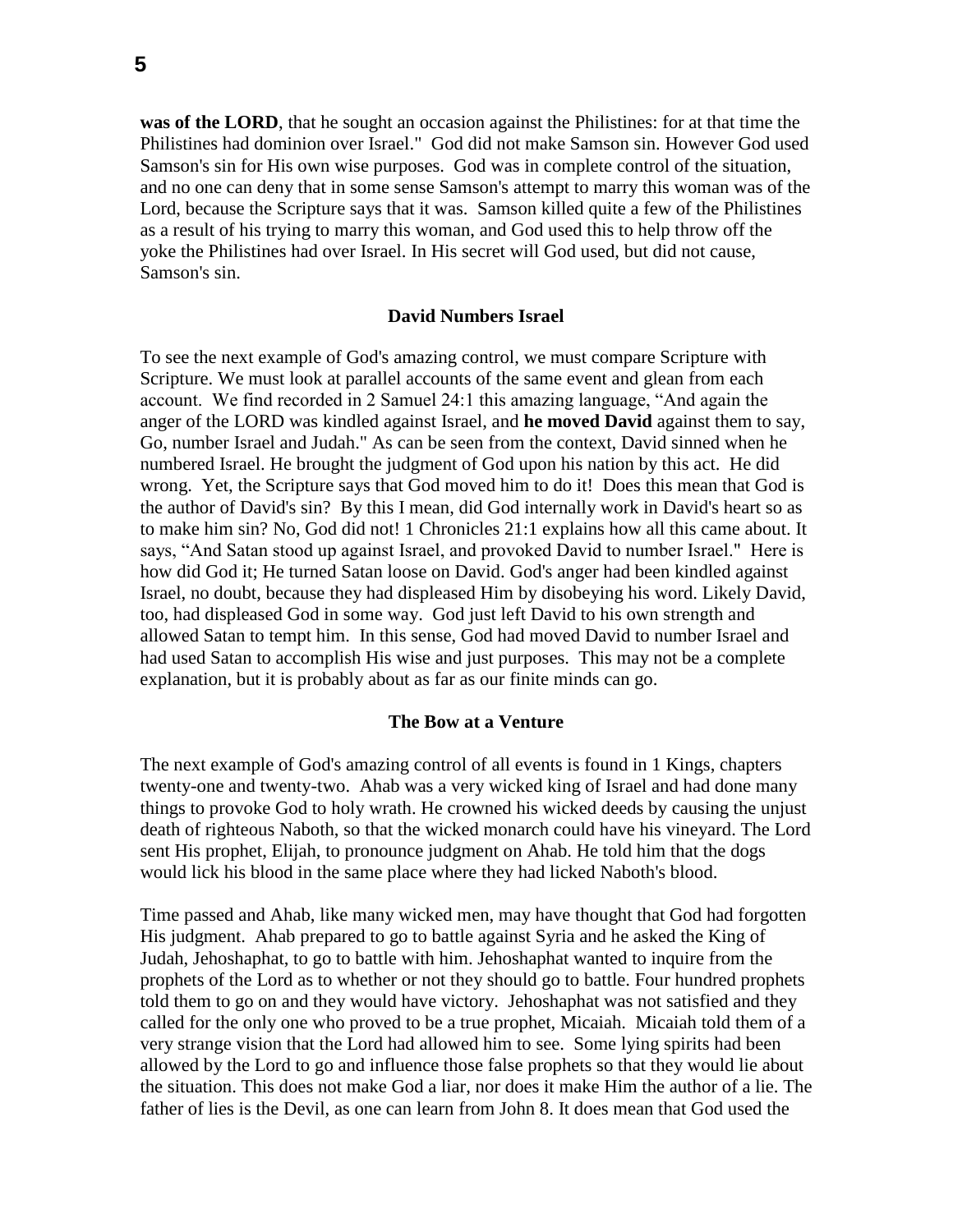**was of the LORD**, that he sought an occasion against the Philistines: for at that time the Philistines had dominion over Israel."  God did not make Samson sin. However God used Samson's sin for His own wise purposes.  God was in complete control of the situation, and no one can deny that in some sense Samson's attempt to marry this woman was of the Lord, because the Scripture says that it was.  Samson killed quite a few of the Philistines as a result of his trying to marry this woman, and God used this to help throw off the yoke the Philistines had over Israel. In His secret will God used, but did not cause, Samson's sin.

### David Numbers Israel

To see the next example of God's amazing control, we must compare Scripture with Scripture. We must look at parallel accounts of the same event and glean from each account.  We find recorded in 2 Samuel 24:1 this amazing language, "And again the anger of the LORD was kindled against Israel, and **he moved David** against them to say, Go, number Israel and Judah." As can be seen from the context, David sinned when he numbered Israel. He brought the judgment of God upon his nation by this act.  He did wrong.  Yet, the Scripture says that God moved him to do it!  Does this mean that God is the author of David's sin?  By this I mean, did God internally work in David's heart so as to make him sin? No, God did not! 1 Chronicles 21:1 explains how all this came about. It says, "And Satan stood up against Israel, and provoked David to number Israel."  Here is how did God it; He turned Satan loose on David. God's anger had been kindled against Israel, no doubt, because they had displeased Him by disobeying his word. Likely David, too, had displeased God in some way.  God just left David to his own strength and allowed Satan to tempt him.  In this sense, God had moved David to number Israel and had used Satan to accomplish His wise and just purposes.  This may not be a complete explanation, but it is probably about as far as our finite minds can go.

### The Bow at a Venture

The next example of God's amazing control of all events is found in 1 Kings, chapters twenty-one and twenty-two.  Ahab was a very wicked king of Israel and had done many things to provoke God to holy wrath. He crowned his wicked deeds by causing the unjust death of righteous Naboth, so that the wicked monarch could have his vineyard. The Lord sent His prophet, Elijah, to pronounce judgment on Ahab. He told him that the dogs would lick his blood in the same place where they had licked Naboth's blood.

Time passed and Ahab, like many wicked men, may have thought that God had forgotten His judgment.  Ahab prepared to go to battle against Syria and he asked the King of Judah, Jehoshaphat, to go to battle with him. Jehoshaphat wanted to inquire from the prophets of the Lord as to whether or not they should go to battle. Four hundred prophets told them to go on and they would have victory.  Jehoshaphat was not satisfied and they called for the only one who proved to be a true prophet, Micaiah.  Micaiah told them of a very strange vision that the Lord had allowed him to see.  Some lying spirits had been allowed by the Lord to go and influence those false prophets so that they would lie about the situation. This does not make God a liar, nor does it make Him the author of a lie. The father of lies is the Devil, as one can learn from John 8. It does mean that God used the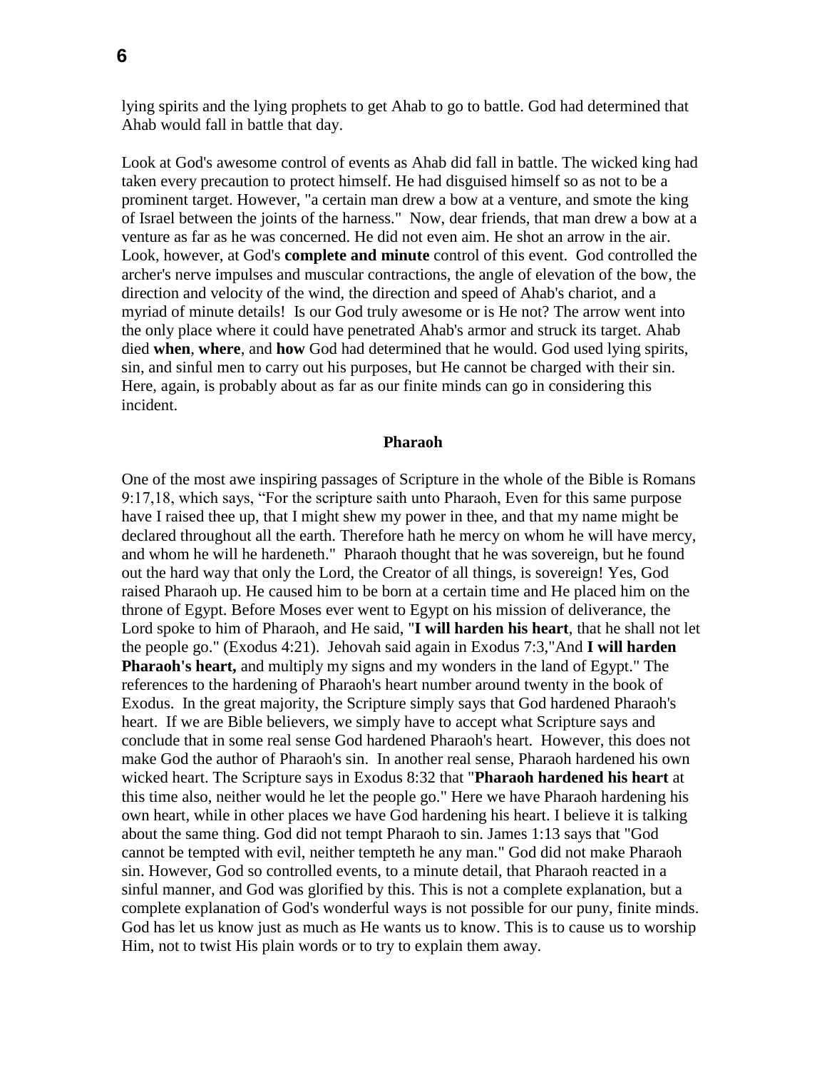lying spirits and the lying prophets to get Ahab to go to battle. God had determined that Ahab would fall in battle that day.

Look at God's awesome control of events as Ahab did fall in battle. The wicked king had taken every precaution to protect himself. He had disguised himself so as not to be a prominent target. However, "a certain man drew a bow at a venture, and smote the king of Israel between the joints of the harness." Now, dear friends, that man drew a bow at a venture as far as he was concerned. He did not even aim. He shot an arrow in the air. Look, however, at God's **complete and minute** control of this event. God controlled the archer's nerve impulses and muscular contractions, the angle of elevation of the bow, the direction and velocity of the wind, the direction and speed of Ahab's chariot, and a myriad of minute details! Is our God truly awesome or is He not? The arrow went into the only place where it could have penetrated Ahab's armor and struck its target. Ahab died **when**, **where**, and **how** God had determined that he would. God used lying spirits, sin, and sinful men to carry out his purposes, but He cannot be charged with their sin. Here, again, is probably about as far as our finite minds can go in considering this incident.

### Pharaoh

One of the most awe inspiring passages of Scripture in the whole of the Bible is Romans 9:17,18, which says, "For the scripture saith unto Pharaoh, Even for this same purpose have I raised thee up, that I might shew my power in thee, and that my name might be declared throughout all the earth. Therefore hath he mercy on whom he will have mercy, and whom he will he hardeneth." Pharaoh thought that he was sovereign, but he found out the hard way that only the Lord, the Creator of all things, is sovereign! Yes, God raised Pharaoh up. He caused him to be born at a certain time and He placed him on the throne of Egypt. Before Moses ever went to Egypt on his mission of deliverance, the Lord spoke to him of Pharaoh, and He said, "**I will harden his heart**, that he shall not let the people go." (Exodus 4:21). Jehovah said again in Exodus 7:3,"And **I will harden Pharaoh's heart,** and multiply my signs and my wonders in the land of Egypt." The references to the hardening of Pharaoh's heart number around twenty in the book of Exodus. In the great majority, the Scripture simply says that God hardened Pharaoh's heart. If we are Bible believers, we simply have to accept what Scripture says and conclude that in some real sense God hardened Pharaoh's heart. However, this does not make God the author of Pharaoh's sin. In another real sense, Pharaoh hardened his own wicked heart. The Scripture says in Exodus 8:32 that "**Pharaoh hardened his heart** at this time also, neither would he let the people go." Here we have Pharaoh hardening his own heart, while in other places we have God hardening his heart. I believe it is talking about the same thing. God did not tempt Pharaoh to sin. James 1:13 says that "God cannot be tempted with evil, neither tempteth he any man." God did not make Pharaoh sin. However, God so controlled events, to a minute detail, that Pharaoh reacted in a sinful manner, and God was glorified by this. This is not a complete explanation, but a complete explanation of God's wonderful ways is not possible for our puny, finite minds. God has let us know just as much as He wants us to know. This is to cause us to worship Him, not to twist His plain words or to try to explain them away.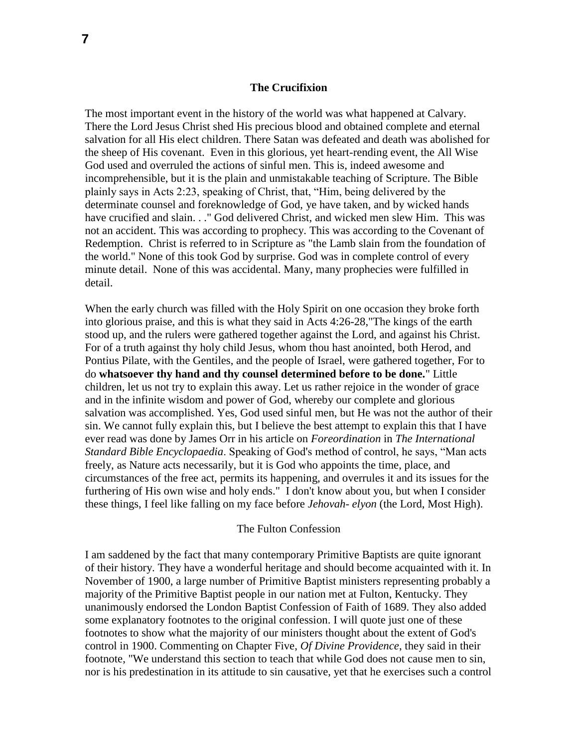### The Crucifixion

The most important event in the history of the world was what happened at Calvary. There the Lord Jesus Christ shed His precious blood and obtained complete and eternal salvation for all His elect children. There Satan was defeated and death was abolished for the sheep of His covenant. Even in this glorious, yet heart-rending event, the All Wise God used and overruled the actions of sinful men. This is, indeed awesome and incomprehensible, but it is the plain and unmistakable teaching of Scripture. The Bible plainly says in Acts 2:23, speaking of Christ, that, "Him, being delivered by the determinate counsel and foreknowledge of God, ye have taken, and by wicked hands have crucified and slain. . ." God delivered Christ, and wicked men slew Him. This was not an accident. This was according to prophecy. This was according to the Covenant of Redemption. Christ is referred to in Scripture as "the Lamb slain from the foundation of the world." None of this took God by surprise. God was in complete control of every minute detail. None of this was accidental. Many, many prophecies were fulfilled in detail.

When the early church was filled with the Holy Spirit on one occasion they broke forth into glorious praise, and this is what they said in Acts 4:26-28,"The kings of the earth stood up, and the rulers were gathered together against the Lord, and against his Christ. For of a truth against thy holy child Jesus, whom thou hast anointed, both Herod, and Pontius Pilate, with the Gentiles, and the people of Israel, were gathered together, For to do **whatsoever thy hand and thy counsel determined before to be done.**" Little children, let us not try to explain this away. Let us rather rejoice in the wonder of grace and in the infinite wisdom and power of God, whereby our complete and glorious salvation was accomplished. Yes, God used sinful men, but He was not the author of their sin. We cannot fully explain this, but I believe the best attempt to explain this that I have ever read was done by James Orr in his article on *Foreordination* in *The International Standard Bible Encyclopaedia*. Speaking of God's method of control, he says, "Man acts freely, as Nature acts necessarily, but it is God who appoints the time, place, and circumstances of the free act, permits its happening, and overrules it and its issues for the furthering of His own wise and holy ends." I don't know about you, but when I consider these things, I feel like falling on my face before *Jehovah- elyon* (the Lord, Most High).

### The Fulton Confession

I am saddened by the fact that many contemporary Primitive Baptists are quite ignorant of their history. They have a wonderful heritage and should become acquainted with it. In November of 1900, a large number of Primitive Baptist ministers representing probably a majority of the Primitive Baptist people in our nation met at Fulton, Kentucky. They unanimously endorsed the London Baptist Confession of Faith of 1689. They also added some explanatory footnotes to the original confession. I will quote just one of these footnotes to show what the majority of our ministers thought about the extent of God's control in 1900. Commenting on Chapter Five, *Of Divine Providence*, they said in their footnote, "We understand this section to teach that while God does not cause men to sin, nor is his predestination in its attitude to sin causative, yet that he exercises such a control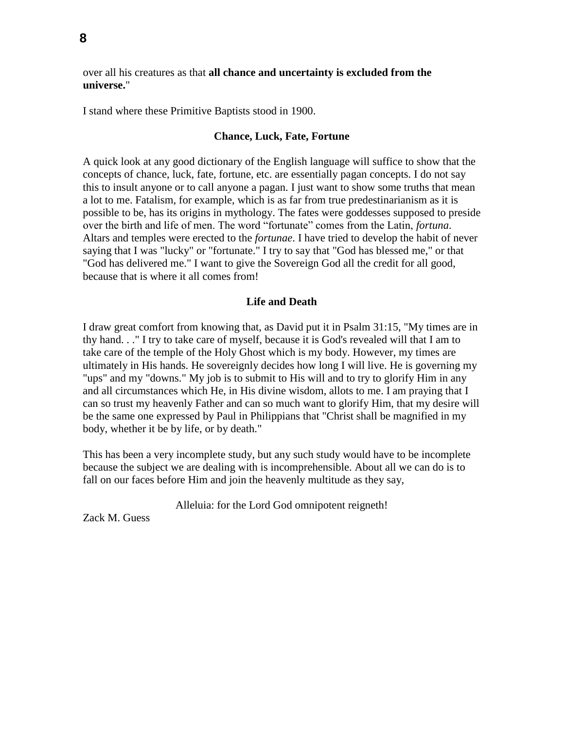over all his creatures as that **all chance and uncertainty is excluded from the universe.**"

I stand where these Primitive Baptists stood in 1900.

### Chance, Luck, Fate, Fortune

A quick look at any good dictionary of the English language will suffice to show that the concepts of chance, luck, fate, fortune, etc. are essentially pagan concepts. I do not say this to insult anyone or to call anyone a pagan. I just want to show some truths that mean a lot to me. Fatalism, for example, which is as far from true predestinarianism as it is possible to be, has its origins in mythology. The fates were goddesses supposed to preside over the birth and life of men. The word "fortunate" comes from the Latin, *fortuna*. Altars and temples were erected to the *fortunae*. I have tried to develop the habit of never saying that I was "lucky" or "fortunate." I try to say that "God has blessed me," or that "God has delivered me." I want to give the Sovereign God all the credit for all good, because that is where it all comes from!

### Life and Death

I draw great comfort from knowing that, as David put it in Psalm 31:15, "My times are in thy hand. . ." I try to take care of myself, because it is God's revealed will that I am to take care of the temple of the Holy Ghost which is my body. However, my times are ultimately in His hands. He sovereignly decides how long I will live. He is governing my "ups" and my "downs." My job is to submit to His will and to try to glorify Him in any and all circumstances which He, in His divine wisdom, allots to me. I am praying that I can so trust my heavenly Father and can so much want to glorify Him, that my desire will be the same one expressed by Paul in Philippians that "Christ shall be magnified in my body, whether it be by life, or by death."

This has been a very incomplete study, but any such study would have to be incomplete because the subject we are dealing with is incomprehensible. About all we can do is to fall on our faces before Him and join the heavenly multitude as they say,

Alleluia: for the Lord God omnipotent reigneth!

Zack M. Guess